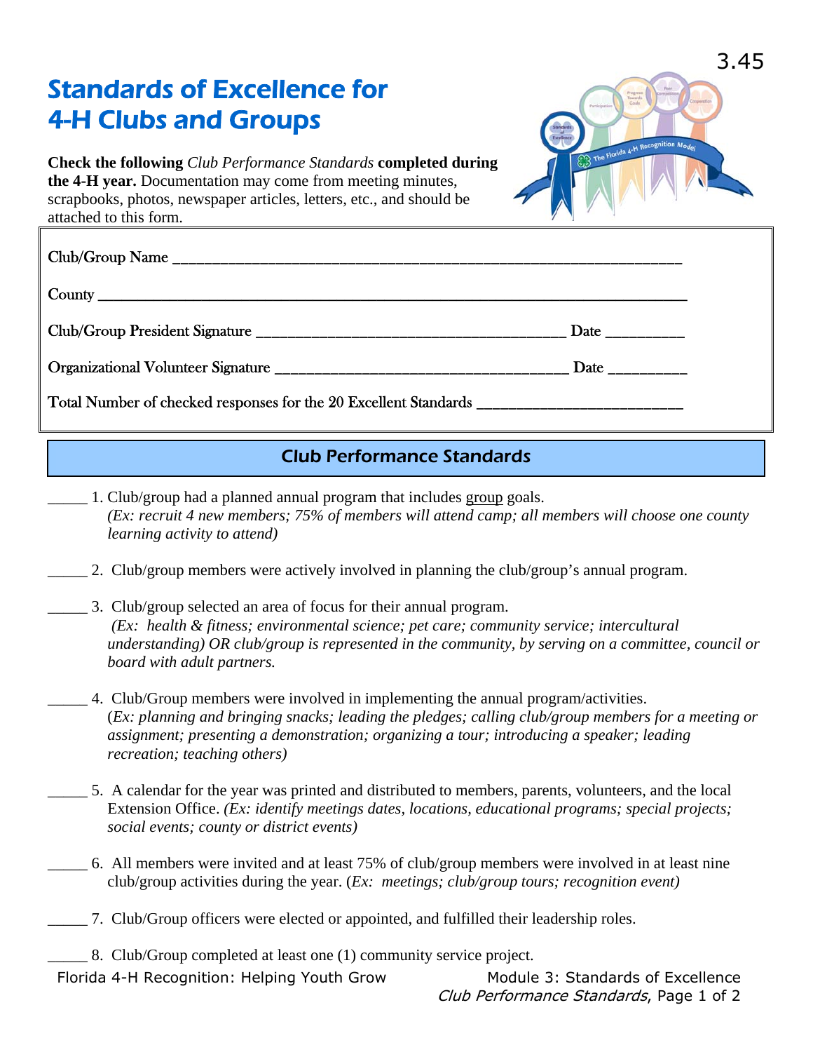# Standards of Excellence for 4-H Clubs and Groups

**Check the following** *Club Performance Standards* **completed during the 4-H year.** Documentation may come from meeting minutes, scrapbooks, photos, newspaper articles, letters, etc., and should be attached to this form.

Club/Group Name ______________________________________________________________

County ______________________________________________________________________

Club/Group President Signature ____________________________________ Date _________

Organizational Volunteer Signature __________________________________ Date _________

Total Number of checked responses for the 20 Excellent Standards _______________________

## Club Performance Standards

_____ 1. Club/group had a planned annual program that includes group goals. *(Ex: recruit 4 new members; 75% of members will attend camp; all members will choose one county learning activity to attend)*

_____ 2. Club/group members were actively involved in planning the club/group's annual program.

_____ 3. Club/group selected an area of focus for their annual program. *(Ex: health & fitness; environmental science; pet care; community service; intercultural understanding) OR club/group is represented in the community, by serving on a committee, council or board with adult partners.*

_____ 4. Club/Group members were involved in implementing the annual program/activities. (*Ex: planning and bringing snacks; leading the pledges; calling club/group members for a meeting or assignment; presenting a demonstration; organizing a tour; introducing a speaker; leading recreation; teaching others)*

_____ 5. A calendar for the year was printed and distributed to members, parents, volunteers, and the local Extension Office. *(Ex: identify meetings dates, locations, educational programs; special projects; social events; county or district events)*

_____ 6. All members were invited and at least 75% of club/group members were involved in at least nine club/group activities during the year. (*Ex: meetings; club/group tours; recognition event)*

_____ 7. Club/Group officers were elected or appointed, and fulfilled their leadership roles.

_____ 8. Club/Group completed at least one (1) community service project.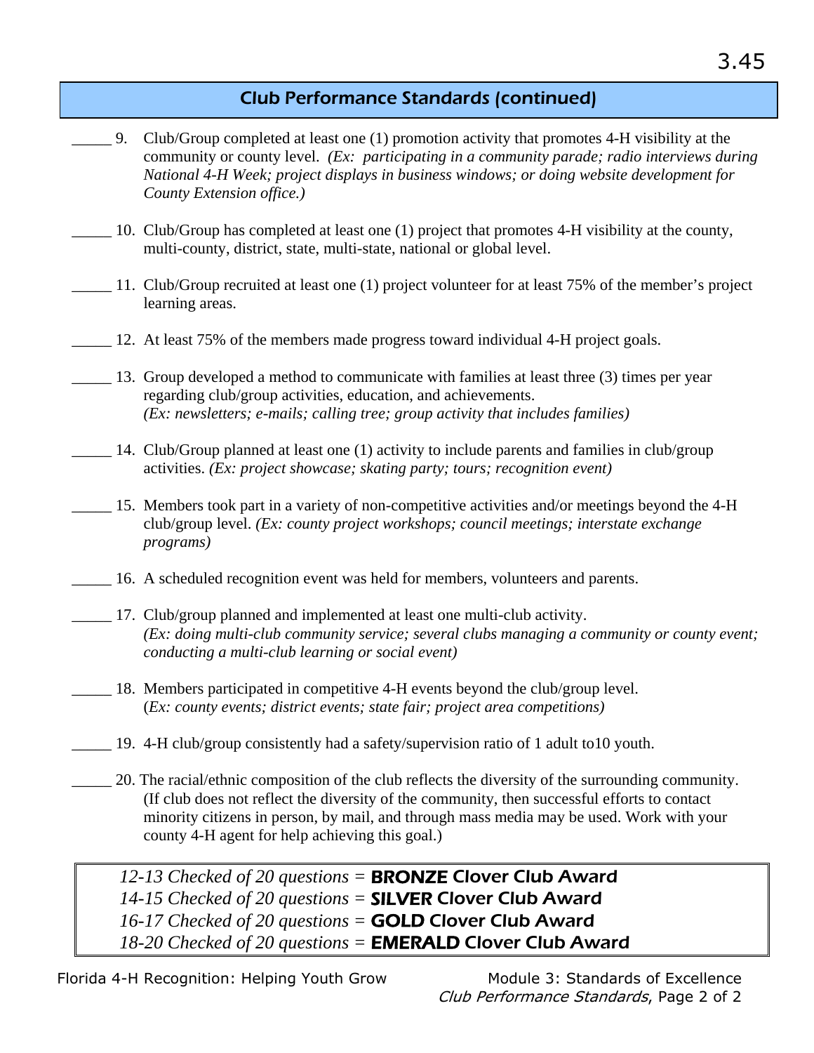## Club Performance Standards (continued)

_____ 9. Club/Group completed at least one (1) promotion activity that promotes 4-H visibility at the community or county level. *(Ex: participating in a community parade; radio interviews during National 4-H Week; project displays in business windows; or doing website development for County Extension office.)*

_____ 10. Club/Group has completed at least one (1) project that promotes 4-H visibility at the county, multi-county, district, state, multi-state, national or global level.

_____ 11. Club/Group recruited at least one (1) project volunteer for at least 75% of the member's project learning areas.

_____ 12. At least 75% of the members made progress toward individual 4-H project goals.

_____ 13. Group developed a method to communicate with families at least three (3) times per year regarding club/group activities, education, and achievements. *(Ex: newsletters; e-mails; calling tree; group activity that includes families)*

_____ 14. Club/Group planned at least one (1) activity to include parents and families in club/group activities. *(Ex: project showcase; skating party; tours; recognition event)*

_____ 15. Members took part in a variety of non-competitive activities and/or meetings beyond the 4-H club/group level. *(Ex: county project workshops; council meetings; interstate exchange programs)*

_____ 16. A scheduled recognition event was held for members, volunteers and parents.

_____ 17. Club/group planned and implemented at least one multi-club activity. *(Ex: doing multi-club community service; several clubs managing a community or county event; conducting a multi-club learning or social event)*

_____ 18. Members participated in competitive 4-H events beyond the club/group level. (*Ex: county events; district events; state fair; project area competitions)*

_____ 19. 4-H club/group consistently had a safety/supervision ratio of 1 adult to10 youth.

_____ 20. The racial/ethnic composition of the club reflects the diversity of the surrounding community. (If club does not reflect the diversity of the community, then successful efforts to contact minority citizens in person, by mail, and through mass media may be used. Work with your county 4-H agent for help achieving this goal.)

*12-13 Checked of 20 questions* = **BRONZE Clover Club Award**
*14-15 Checked of 20 questions* = **SILVER Clover Club Award**
*16-17 Checked of 20 questions* = **GOLD Clover Club Award**
*18-20 Checked of 20 questions* = **EMERALD Clover Club Award**